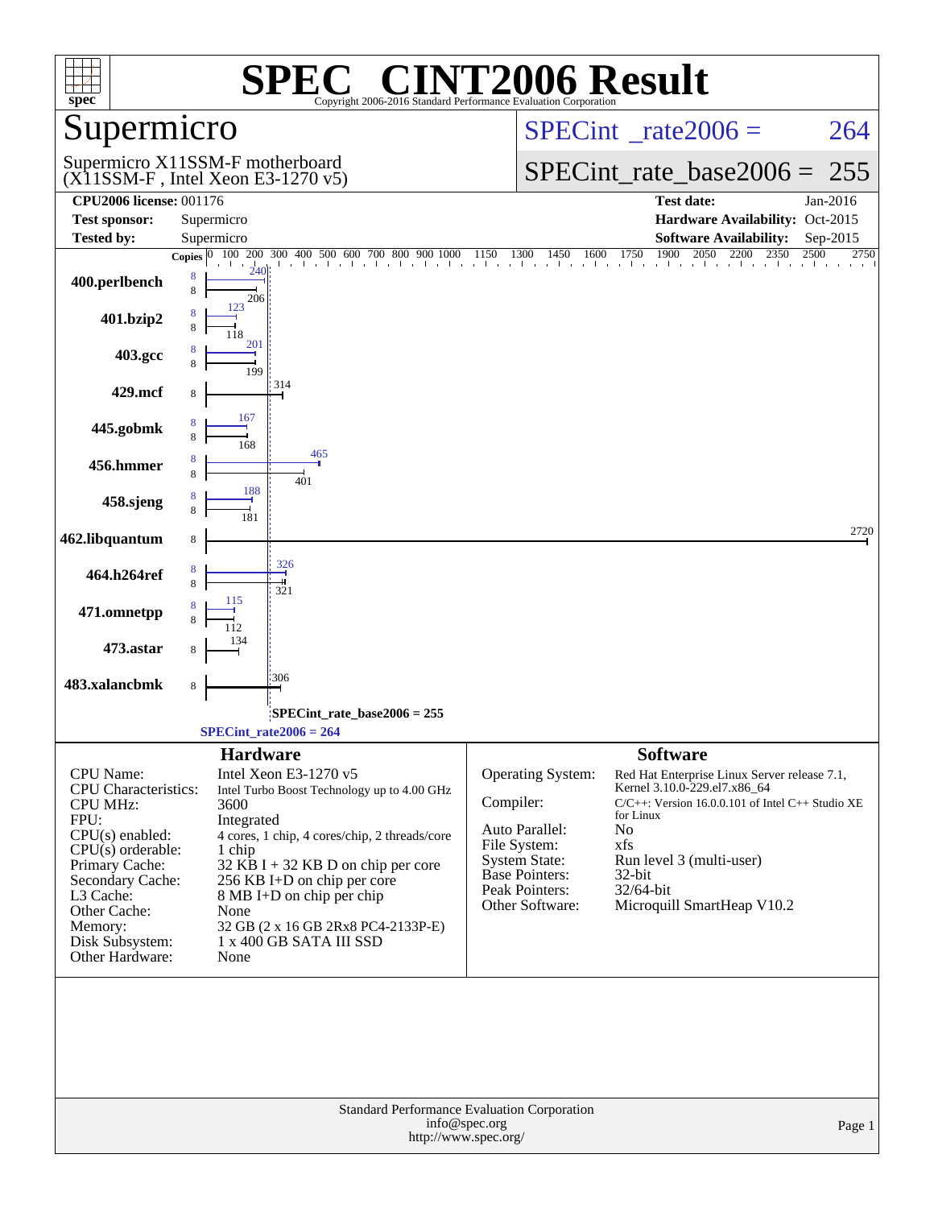# SPEC® CINT2006 Result

Copyright 2006-2016 Standard Performance Evaluation Corporation

## Supermicro

Supermicro X11SSM-F motherboard
(X11SSM-F , Intel Xeon E3-1270 v5)

SPECint_rate2006 = 264

SPECint_rate_base2006 = 255

| | | | |
|---|---|---|---|
| **CPU2006 license:** 001176 | | **Test date:** | Jan-2016 |
| **Test sponsor:** | Supermicro | **Hardware Availability:** | Oct-2015 |
| **Tested by:** | Supermicro | **Software Availability:** | Sep-2015 |

| Benchmark | Copies (peak) | Peak | Copies (base) | Base |
|---|---|---|---|---|
| 400.perlbench | 8 | 240 | 8 | 206 |
| 401.bzip2 | 8 | 123 | 8 | 118 |
| 403.gcc | 8 | 201 | 8 | 199 |
| 429.mcf | | | 8 | 314 |
| 445.gobmk | 8 | 167 | 8 | 168 |
| 456.hmmer | 8 | 465 | 8 | 401 |
| 458.sjeng | 8 | 188 | 8 | 181 |
| 462.libquantum | | | 8 | 2720 |
| 464.h264ref | 8 | 326 | 8 | 321 |
| 471.omnetpp | 8 | 115 | 8 | 112 |
| 473.astar | | | 8 | 134 |
| 483.xalancbmk | | | 8 | 306 |

SPECint_rate_base2006 = 255

SPECint_rate2006 = 264

## Hardware

| | |
|---|---|
| CPU Name: | Intel Xeon E3-1270 v5 |
| CPU Characteristics: | Intel Turbo Boost Technology up to 4.00 GHz |
| CPU MHz: | 3600 |
| FPU: | Integrated |
| CPU(s) enabled: | 4 cores, 1 chip, 4 cores/chip, 2 threads/core |
| CPU(s) orderable: | 1 chip |
| Primary Cache: | 32 KB I + 32 KB D on chip per core |
| Secondary Cache: | 256 KB I+D on chip per core |
| L3 Cache: | 8 MB I+D on chip per chip |
| Other Cache: | None |
| Memory: | 32 GB (2 x 16 GB 2Rx8 PC4-2133P-E) |
| Disk Subsystem: | 1 x 400 GB SATA III SSD |
| Other Hardware: | None |

## Software

| | |
|---|---|
| Operating System: | Red Hat Enterprise Linux Server release 7.1, Kernel 3.10.0-229.el7.x86_64 |
| Compiler: | C/C++: Version 16.0.0.101 of Intel C++ Studio XE for Linux |
| Auto Parallel: | No |
| File System: | xfs |
| System State: | Run level 3 (multi-user) |
| Base Pointers: | 32-bit |
| Peak Pointers: | 32/64-bit |
| Other Software: | Microquill SmartHeap V10.2 |

Standard Performance Evaluation Corporation
info@spec.org
http://www.spec.org/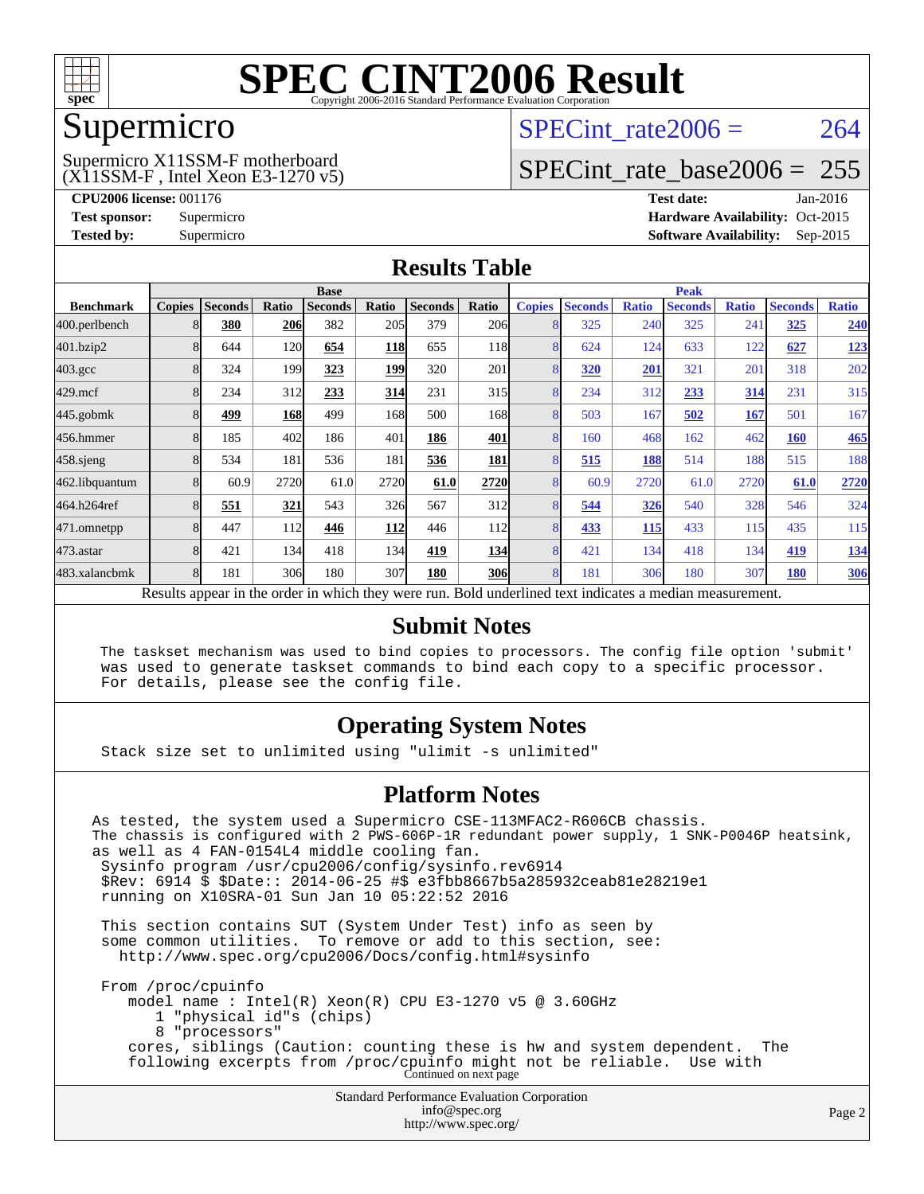# SPEC CINT2006 Result

Copyright 2006-2016 Standard Performance Evaluation Corporation

## Supermicro

Supermicro X11SSM-F motherboard
(X11SSM-F , Intel Xeon E3-1270 v5)

SPECint_rate2006 = 264

SPECint_rate_base2006 = 255

**CPU2006 license:** 001176
**Test sponsor:** Supermicro
**Tested by:** Supermicro

**Test date:** Jan-2016
**Hardware Availability:** Oct-2015
**Software Availability:** Sep-2015

## Results Table

| Benchmark | Base | | | | | | | Peak | | | | | | |
|---|---|---|---|---|---|---|---|---|---|---|---|---|---|---|
| | Copies | Seconds | Ratio | Seconds | Ratio | Seconds | Ratio | Copies | Seconds | Ratio | Seconds | Ratio | Seconds | Ratio |
| 400.perlbench | 8 | **380** | **206** | 382 | 205 | 379 | 206 | 8 | 325 | 240 | 325 | 241 | **325** | **240** |
| 401.bzip2 | 8 | 644 | 120 | **654** | **118** | 655 | 118 | 8 | 624 | 124 | 633 | 122 | **627** | **123** |
| 403.gcc | 8 | 324 | 199 | **323** | **199** | 320 | 201 | 8 | **320** | **201** | 321 | 201 | 318 | 202 |
| 429.mcf | 8 | 234 | 312 | **233** | **314** | 231 | 315 | 8 | 234 | 312 | **233** | **314** | 231 | 315 |
| 445.gobmk | 8 | **499** | **168** | 499 | 168 | 500 | 168 | 8 | 503 | 167 | **502** | **167** | 501 | 167 |
| 456.hmmer | 8 | 185 | 402 | 186 | 401 | **186** | **401** | 8 | 160 | 468 | 162 | 462 | **160** | **465** |
| 458.sjeng | 8 | 534 | 181 | 536 | 181 | **536** | **181** | 8 | **515** | **188** | 514 | 188 | 515 | 188 |
| 462.libquantum | 8 | 60.9 | 2720 | 61.0 | 2720 | **61.0** | **2720** | 8 | 60.9 | 2720 | 61.0 | 2720 | **61.0** | **2720** |
| 464.h264ref | 8 | **551** | **321** | 543 | 326 | 567 | 312 | 8 | **544** | **326** | 540 | 328 | 546 | 324 |
| 471.omnetpp | 8 | 447 | 112 | **446** | **112** | 446 | 112 | 8 | **433** | **115** | 433 | 115 | 435 | 115 |
| 473.astar | 8 | 421 | 134 | 418 | 134 | **419** | **134** | 8 | 421 | 134 | 418 | 134 | **419** | **134** |
| 483.xalancbmk | 8 | 181 | 306 | 180 | 307 | **180** | **306** | 8 | 181 | 306 | 180 | 307 | **180** | **306** |

Results appear in the order in which they were run. Bold underlined text indicates a median measurement.

## Submit Notes

```
The taskset mechanism was used to bind copies to processors. The config file option 'submit'
was used to generate taskset commands to bind each copy to a specific processor.
For details, please see the config file.
```

## Operating System Notes

```
Stack size set to unlimited using "ulimit -s unlimited"
```

## Platform Notes

```
As tested, the system used a Supermicro CSE-113MFAC2-R606CB chassis.
The chassis is configured with 2 PWS-606P-1R redundant power supply, 1 SNK-P0046P heatsink,
as well as 4 FAN-0154L4 middle cooling fan.
 Sysinfo program /usr/cpu2006/config/sysinfo.rev6914
 $Rev: 6914 $ $Date:: 2014-06-25 #$ e3fbb8667b5a285932ceab81e28219e1
 running on X10SRA-01 Sun Jan 10 05:22:52 2016

 This section contains SUT (System Under Test) info as seen by
 some common utilities.  To remove or add to this section, see:
   http://www.spec.org/cpu2006/Docs/config.html#sysinfo

 From /proc/cpuinfo
    model name : Intel(R) Xeon(R) CPU E3-1270 v5 @ 3.60GHz
       1 "physical id"s (chips)
       8 "processors"
    cores, siblings (Caution: counting these is hw and system dependent.  The
    following excerpts from /proc/cpuinfo might not be reliable.  Use with
```

Continued on next page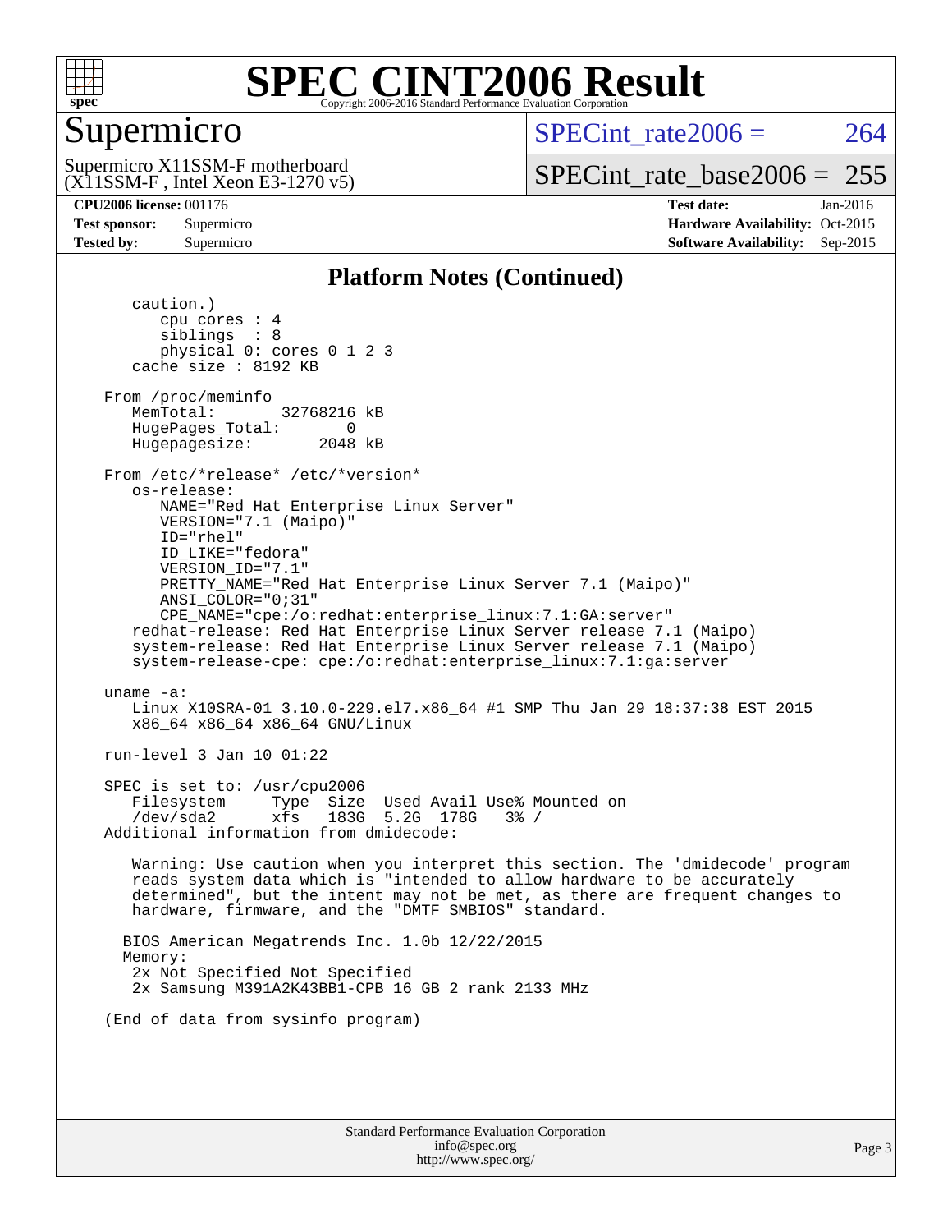## Platform Notes (Continued)

```
      caution.)
         cpu cores : 4
         siblings  : 8
         physical 0: cores 0 1 2 3
      cache size : 8192 KB

   From /proc/meminfo
      MemTotal:       32768216 kB
      HugePages_Total:       0
      Hugepagesize:       2048 kB

   From /etc/*release* /etc/*version*
      os-release:
         NAME="Red Hat Enterprise Linux Server"
         VERSION="7.1 (Maipo)"
         ID="rhel"
         ID_LIKE="fedora"
         VERSION_ID="7.1"
         PRETTY_NAME="Red Hat Enterprise Linux Server 7.1 (Maipo)"
         ANSI_COLOR="0;31"
         CPE_NAME="cpe:/o:redhat:enterprise_linux:7.1:GA:server"
      redhat-release: Red Hat Enterprise Linux Server release 7.1 (Maipo)
      system-release: Red Hat Enterprise Linux Server release 7.1 (Maipo)
      system-release-cpe: cpe:/o:redhat:enterprise_linux:7.1:ga:server

   uname -a:
      Linux X10SRA-01 3.10.0-229.el7.x86_64 #1 SMP Thu Jan 29 18:37:38 EST 2015
      x86_64 x86_64 x86_64 GNU/Linux

   run-level 3 Jan 10 01:22

   SPEC is set to: /usr/cpu2006
      Filesystem     Type  Size  Used Avail Use% Mounted on
      /dev/sda2      xfs   183G  5.2G  178G   3% /
   Additional information from dmidecode:

      Warning: Use caution when you interpret this section. The 'dmidecode' program
      reads system data which is "intended to allow hardware to be accurately
      determined", but the intent may not be met, as there are frequent changes to
      hardware, firmware, and the "DMTF SMBIOS" standard.

     BIOS American Megatrends Inc. 1.0b 12/22/2015
     Memory:
      2x Not Specified Not Specified
      2x Samsung M391A2K43BB1-CPB 16 GB 2 rank 2133 MHz

   (End of data from sysinfo program)
```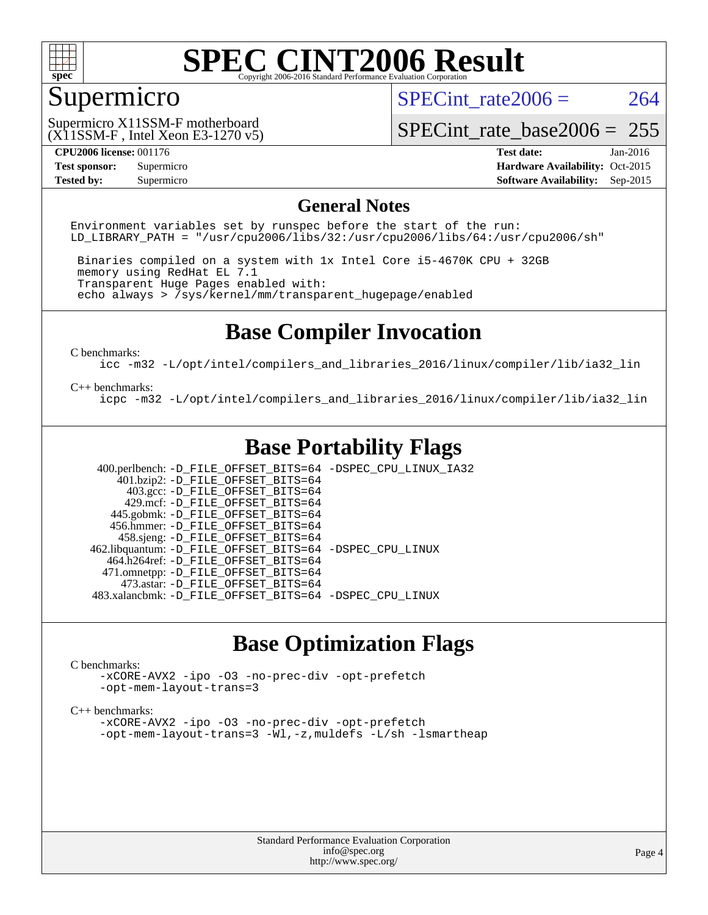# SPEC CINT2006 Result

Copyright 2006-2016 Standard Performance Evaluation Corporation

## Supermicro

Supermicro X11SSM-F motherboard
(X11SSM-F , Intel Xeon E3-1270 v5)

SPECint_rate2006 = 264

SPECint_rate_base2006 = 255

| | | | |
|---|---|---|---|
| **CPU2006 license:** 001176 | | **Test date:** | Jan-2016 |
| **Test sponsor:** | Supermicro | **Hardware Availability:** | Oct-2015 |
| **Tested by:** | Supermicro | **Software Availability:** | Sep-2015 |

## General Notes

```
Environment variables set by runspec before the start of the run:
LD_LIBRARY_PATH = "/usr/cpu2006/libs/32:/usr/cpu2006/libs/64:/usr/cpu2006/sh"

 Binaries compiled on a system with 1x Intel Core i5-4670K CPU + 32GB
 memory using RedHat EL 7.1
 Transparent Huge Pages enabled with:
 echo always > /sys/kernel/mm/transparent_hugepage/enabled
```

## Base Compiler Invocation

C benchmarks:

```
icc -m32 -L/opt/intel/compilers_and_libraries_2016/linux/compiler/lib/ia32_lin
```

C++ benchmarks:

```
icpc -m32 -L/opt/intel/compilers_and_libraries_2016/linux/compiler/lib/ia32_lin
```

## Base Portability Flags

| | |
|---|---|
| 400.perlbench: | -D_FILE_OFFSET_BITS=64 -DSPEC_CPU_LINUX_IA32 |
| 401.bzip2: | -D_FILE_OFFSET_BITS=64 |
| 403.gcc: | -D_FILE_OFFSET_BITS=64 |
| 429.mcf: | -D_FILE_OFFSET_BITS=64 |
| 445.gobmk: | -D_FILE_OFFSET_BITS=64 |
| 456.hmmer: | -D_FILE_OFFSET_BITS=64 |
| 458.sjeng: | -D_FILE_OFFSET_BITS=64 |
| 462.libquantum: | -D_FILE_OFFSET_BITS=64 -DSPEC_CPU_LINUX |
| 464.h264ref: | -D_FILE_OFFSET_BITS=64 |
| 471.omnetpp: | -D_FILE_OFFSET_BITS=64 |
| 473.astar: | -D_FILE_OFFSET_BITS=64 |
| 483.xalancbmk: | -D_FILE_OFFSET_BITS=64 -DSPEC_CPU_LINUX |

## Base Optimization Flags

C benchmarks:

```
-xCORE-AVX2 -ipo -O3 -no-prec-div -opt-prefetch
-opt-mem-layout-trans=3
```

C++ benchmarks:

```
-xCORE-AVX2 -ipo -O3 -no-prec-div -opt-prefetch
-opt-mem-layout-trans=3 -Wl,-z,muldefs -L/sh -lsmartheap
```

Standard Performance Evaluation Corporation
info@spec.org
http://www.spec.org/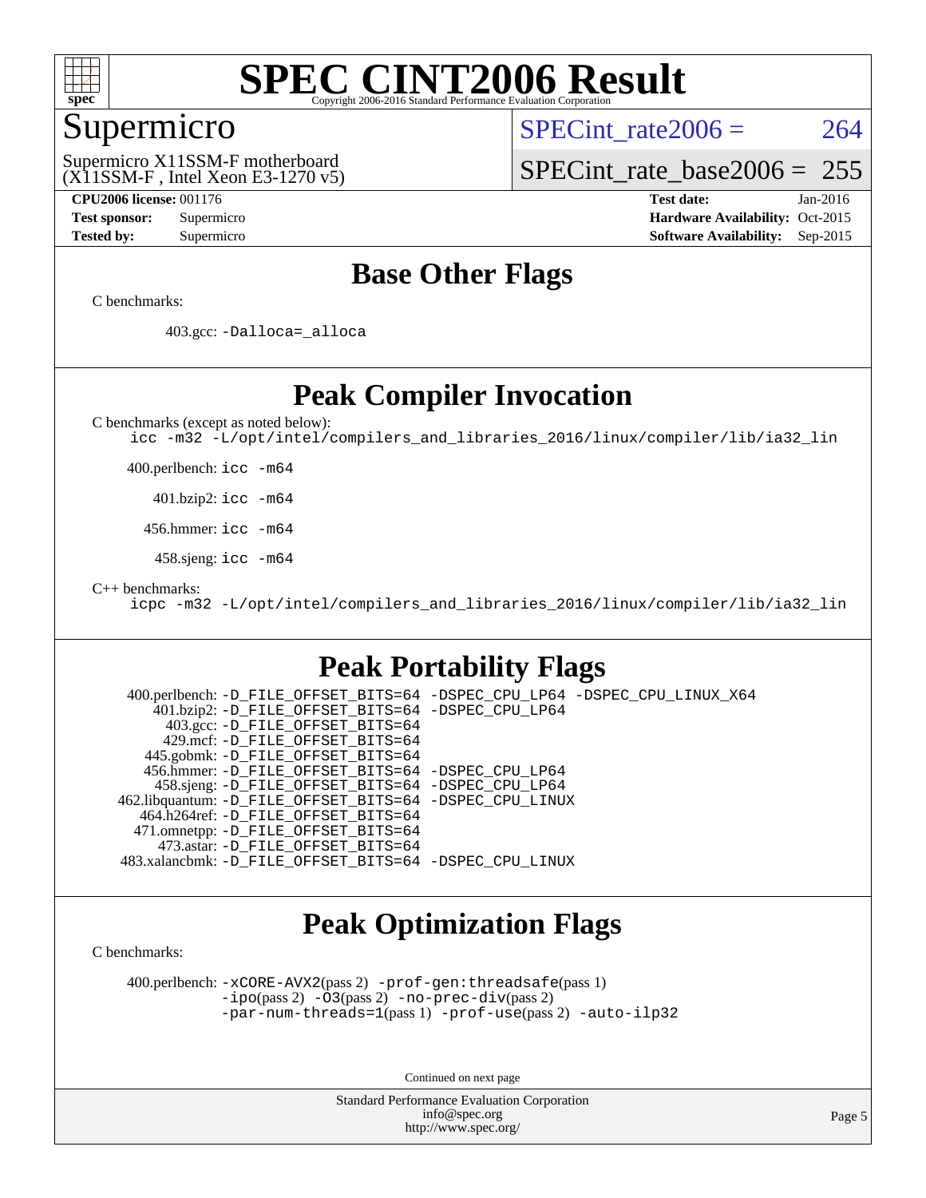# SPEC CINT2006 Result

Copyright 2006-2016 Standard Performance Evaluation Corporation

## Supermicro

Supermicro X11SSM-F motherboard
(X11SSM-F , Intel Xeon E3-1270 v5)

SPECint_rate2006 = 264

SPECint_rate_base2006 = 255

**CPU2006 license:** 001176
**Test sponsor:** Supermicro
**Tested by:** Supermicro

**Test date:** Jan-2016
**Hardware Availability:** Oct-2015
**Software Availability:** Sep-2015

## Base Other Flags

C benchmarks:

403.gcc: -Dalloca=_alloca

## Peak Compiler Invocation

C benchmarks (except as noted below):
icc -m32 -L/opt/intel/compilers_and_libraries_2016/linux/compiler/lib/ia32_lin

400.perlbench: icc -m64

401.bzip2: icc -m64

456.hmmer: icc -m64

458.sjeng: icc -m64

C++ benchmarks:
icpc -m32 -L/opt/intel/compilers_and_libraries_2016/linux/compiler/lib/ia32_lin

## Peak Portability Flags

400.perlbench: -D_FILE_OFFSET_BITS=64 -DSPEC_CPU_LP64 -DSPEC_CPU_LINUX_X64
401.bzip2: -D_FILE_OFFSET_BITS=64 -DSPEC_CPU_LP64
403.gcc: -D_FILE_OFFSET_BITS=64
429.mcf: -D_FILE_OFFSET_BITS=64
445.gobmk: -D_FILE_OFFSET_BITS=64
456.hmmer: -D_FILE_OFFSET_BITS=64 -DSPEC_CPU_LP64
458.sjeng: -D_FILE_OFFSET_BITS=64 -DSPEC_CPU_LP64
462.libquantum: -D_FILE_OFFSET_BITS=64 -DSPEC_CPU_LINUX
464.h264ref: -D_FILE_OFFSET_BITS=64
471.omnetpp: -D_FILE_OFFSET_BITS=64
473.astar: -D_FILE_OFFSET_BITS=64
483.xalancbmk: -D_FILE_OFFSET_BITS=64 -DSPEC_CPU_LINUX

## Peak Optimization Flags

C benchmarks:

400.perlbench: -xCORE-AVX2(pass 2) -prof-gen:threadsafe(pass 1) -ipo(pass 2) -O3(pass 2) -no-prec-div(pass 2) -par-num-threads=1(pass 1) -prof-use(pass 2) -auto-ilp32

Continued on next page

Standard Performance Evaluation Corporation
info@spec.org
http://www.spec.org/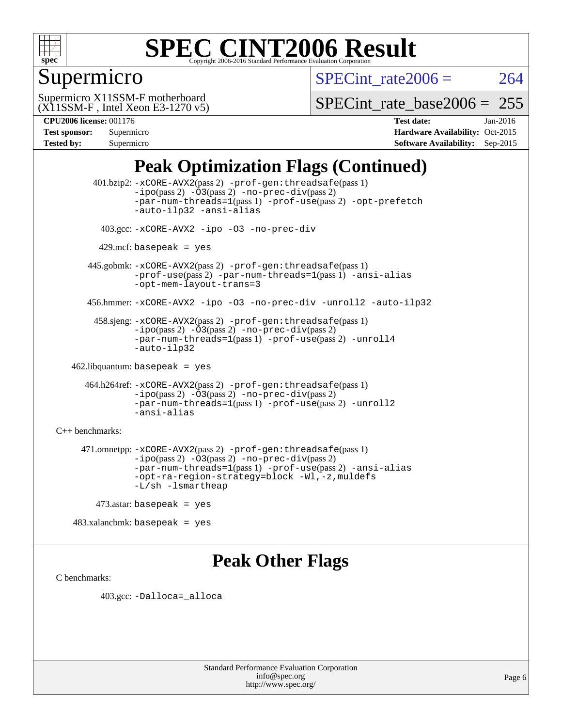# SPEC CINT2006 Result

Copyright 2006-2016 Standard Performance Evaluation Corporation

## Supermicro

Supermicro X11SSM-F motherboard
(X11SSM-F , Intel Xeon E3-1270 v5)

SPECint_rate2006 = 264

SPECint_rate_base2006 = 255

**CPU2006 license:** 001176
**Test sponsor:** Supermicro
**Tested by:** Supermicro

**Test date:** Jan-2016
**Hardware Availability:** Oct-2015
**Software Availability:** Sep-2015

## Peak Optimization Flags (Continued)

401.bzip2: -xCORE-AVX2(pass 2) -prof-gen:threadsafe(pass 1) -ipo(pass 2) -O3(pass 2) -no-prec-div(pass 2) -par-num-threads=1(pass 1) -prof-use(pass 2) -opt-prefetch -auto-ilp32 -ansi-alias

403.gcc: -xCORE-AVX2 -ipo -O3 -no-prec-div

429.mcf: basepeak = yes

445.gobmk: -xCORE-AVX2(pass 2) -prof-gen:threadsafe(pass 1) -prof-use(pass 2) -par-num-threads=1(pass 1) -ansi-alias -opt-mem-layout-trans=3

456.hmmer: -xCORE-AVX2 -ipo -O3 -no-prec-div -unroll2 -auto-ilp32

458.sjeng: -xCORE-AVX2(pass 2) -prof-gen:threadsafe(pass 1) -ipo(pass 2) -O3(pass 2) -no-prec-div(pass 2) -par-num-threads=1(pass 1) -prof-use(pass 2) -unroll4 -auto-ilp32

462.libquantum: basepeak = yes

464.h264ref: -xCORE-AVX2(pass 2) -prof-gen:threadsafe(pass 1) -ipo(pass 2) -O3(pass 2) -no-prec-div(pass 2) -par-num-threads=1(pass 1) -prof-use(pass 2) -unroll2 -ansi-alias

C++ benchmarks:

471.omnetpp: -xCORE-AVX2(pass 2) -prof-gen:threadsafe(pass 1) -ipo(pass 2) -O3(pass 2) -no-prec-div(pass 2) -par-num-threads=1(pass 1) -prof-use(pass 2) -ansi-alias -opt-ra-region-strategy=block -Wl,-z,muldefs -L/sh -lsmartheap

473.astar: basepeak = yes

483.xalancbmk: basepeak = yes

## Peak Other Flags

C benchmarks:

403.gcc: -Dalloca=_alloca

Standard Performance Evaluation Corporation
info@spec.org
http://www.spec.org/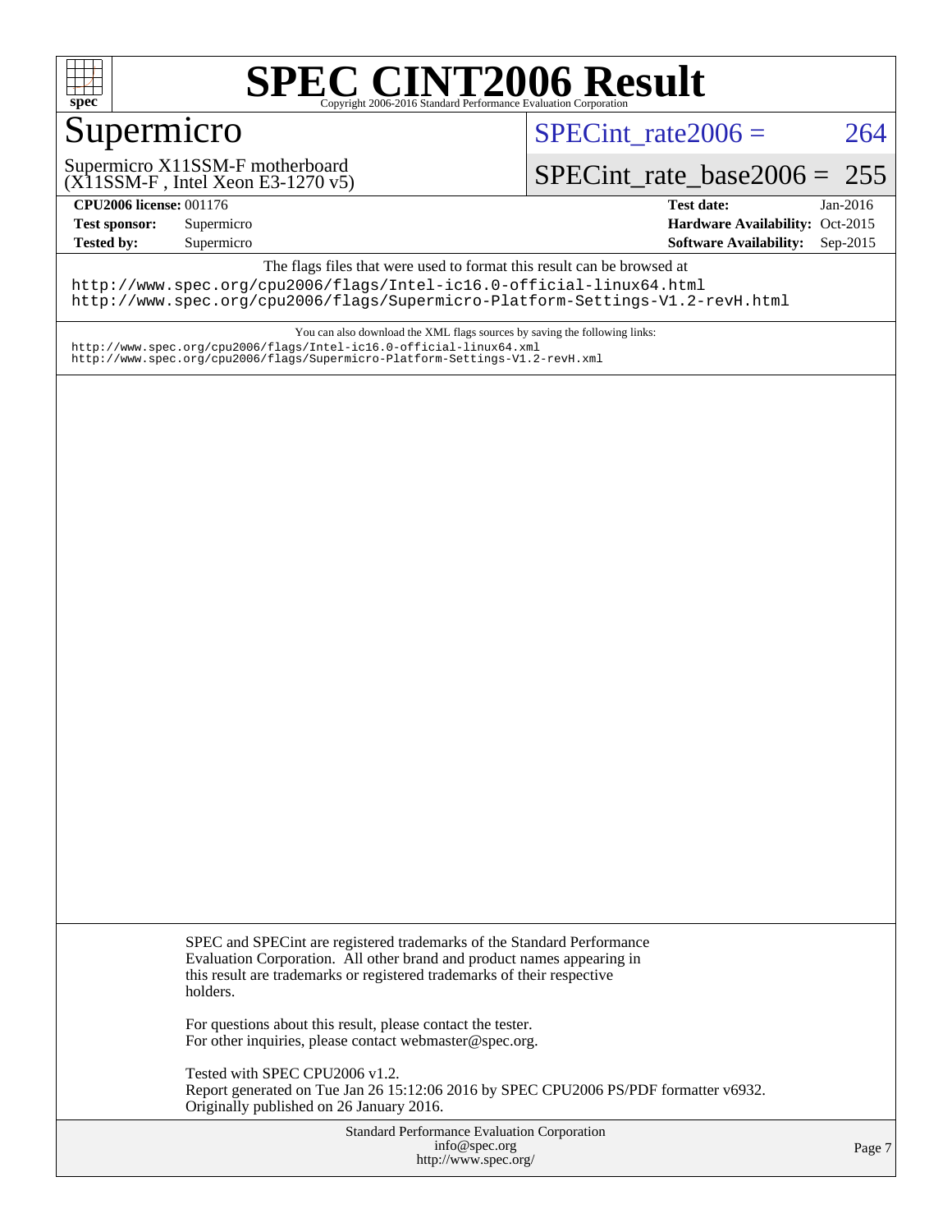The flags files that were used to format this result can be browsed at
http://www.spec.org/cpu2006/flags/Intel-ic16.0-official-linux64.html
http://www.spec.org/cpu2006/flags/Supermicro-Platform-Settings-V1.2-revH.html

You can also download the XML flags sources by saving the following links:
http://www.spec.org/cpu2006/flags/Intel-ic16.0-official-linux64.xml
http://www.spec.org/cpu2006/flags/Supermicro-Platform-Settings-V1.2-revH.xml

SPEC and SPECint are registered trademarks of the Standard Performance Evaluation Corporation. All other brand and product names appearing in this result are trademarks or registered trademarks of their respective holders.

For questions about this result, please contact the tester.
For other inquiries, please contact webmaster@spec.org.

Tested with SPEC CPU2006 v1.2.
Report generated on Tue Jan 26 15:12:06 2016 by SPEC CPU2006 PS/PDF formatter v6932.
Originally published on 26 January 2016.